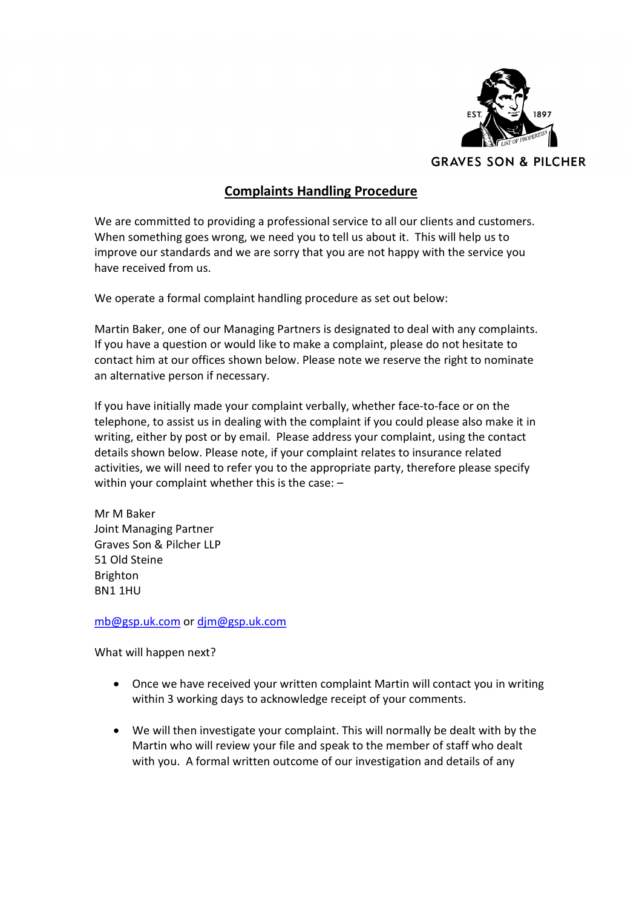GRAVES SON & PILCHER

# Complaints Handling Procedure

We are committed to providing a professional service to all our clients and customers. When something goes wrong, we need you to tell us about it. This will help us to improve our standards and we are sorry that you are not happy with the service you have received from us.

We operate a formal complaint handling procedure as set out below:

Martin Baker, one of our Managing Partners is designated to deal with any complaints. If you have a question or would like to make a complaint, please do not hesitate to contact him at our offices shown below. Please note we reserve the right to nominate an alternative person if necessary.

If you have initially made your complaint verbally, whether face-to-face or on the telephone, to assist us in dealing with the complaint if you could please also make it in writing, either by post or by email. Please address your complaint, using the contact details shown below. Please note, if your complaint relates to insurance related activities, we will need to refer you to the appropriate party, therefore please specify within your complaint whether this is the case: –

Mr M Baker
Joint Managing Partner
Graves Son & Pilcher LLP
51 Old Steine
Brighton
BN1 1HU

mb@gsp.uk.com or djm@gsp.uk.com

What will happen next?

- Once we have received your written complaint Martin will contact you in writing within 3 working days to acknowledge receipt of your comments.

- We will then investigate your complaint. This will normally be dealt with by the Martin who will review your file and speak to the member of staff who dealt with you. A formal written outcome of our investigation and details of any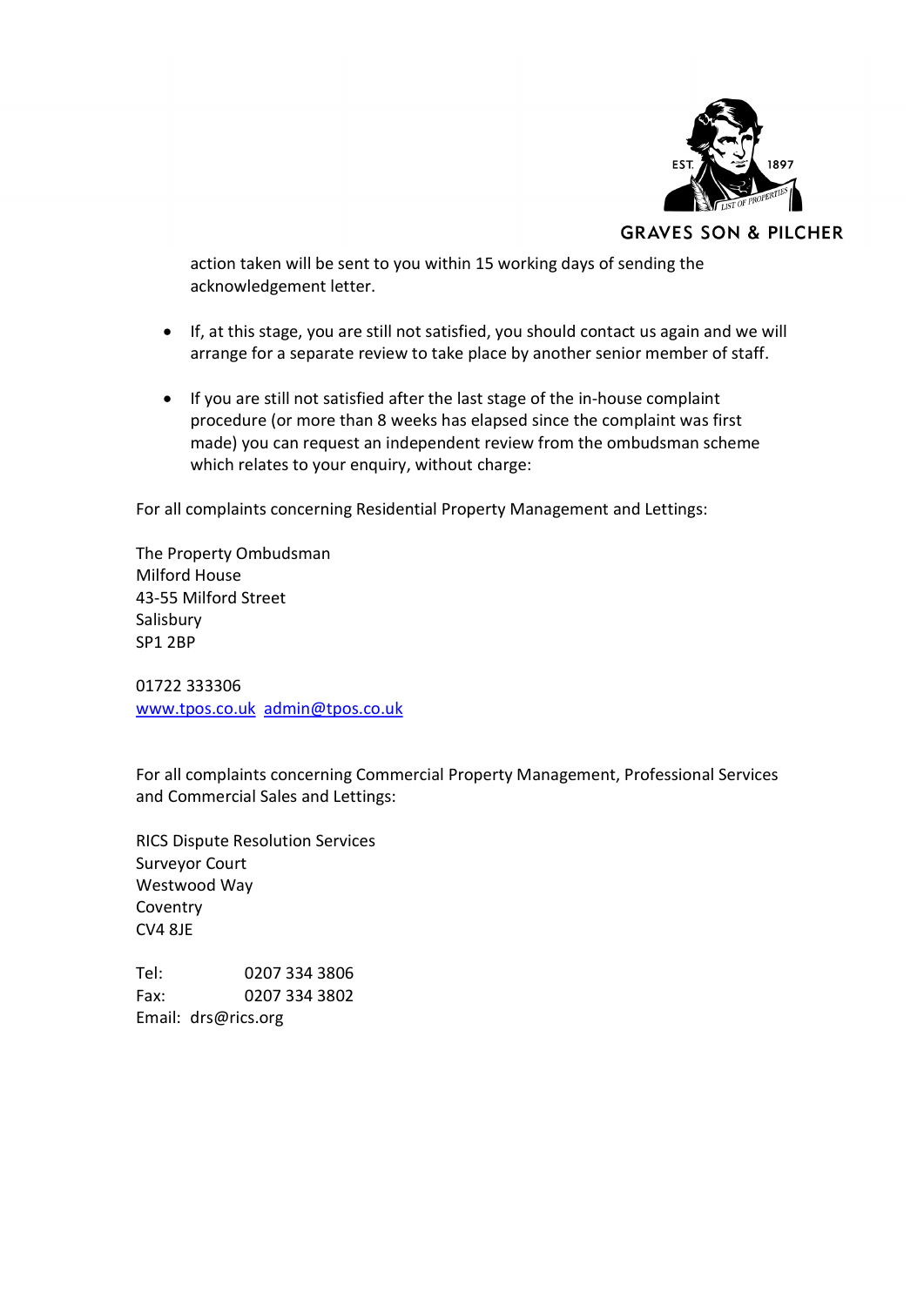action taken will be sent to you within 15 working days of sending the acknowledgement letter.

- If, at this stage, you are still not satisfied, you should contact us again and we will arrange for a separate review to take place by another senior member of staff.
- If you are still not satisfied after the last stage of the in-house complaint procedure (or more than 8 weeks has elapsed since the complaint was first made) you can request an independent review from the ombudsman scheme which relates to your enquiry, without charge:

For all complaints concerning Residential Property Management and Lettings:

The Property Ombudsman  
Milford House  
43-55 Milford Street  
Salisbury  
SP1 2BP

01722 333306  
www.tpos.co.uk admin@tpos.co.uk

For all complaints concerning Commercial Property Management, Professional Services and Commercial Sales and Lettings:

RICS Dispute Resolution Services  
Surveyor Court  
Westwood Way  
Coventry  
CV4 8JE

Tel: 0207 334 3806  
Fax: 0207 334 3802  
Email: drs@rics.org